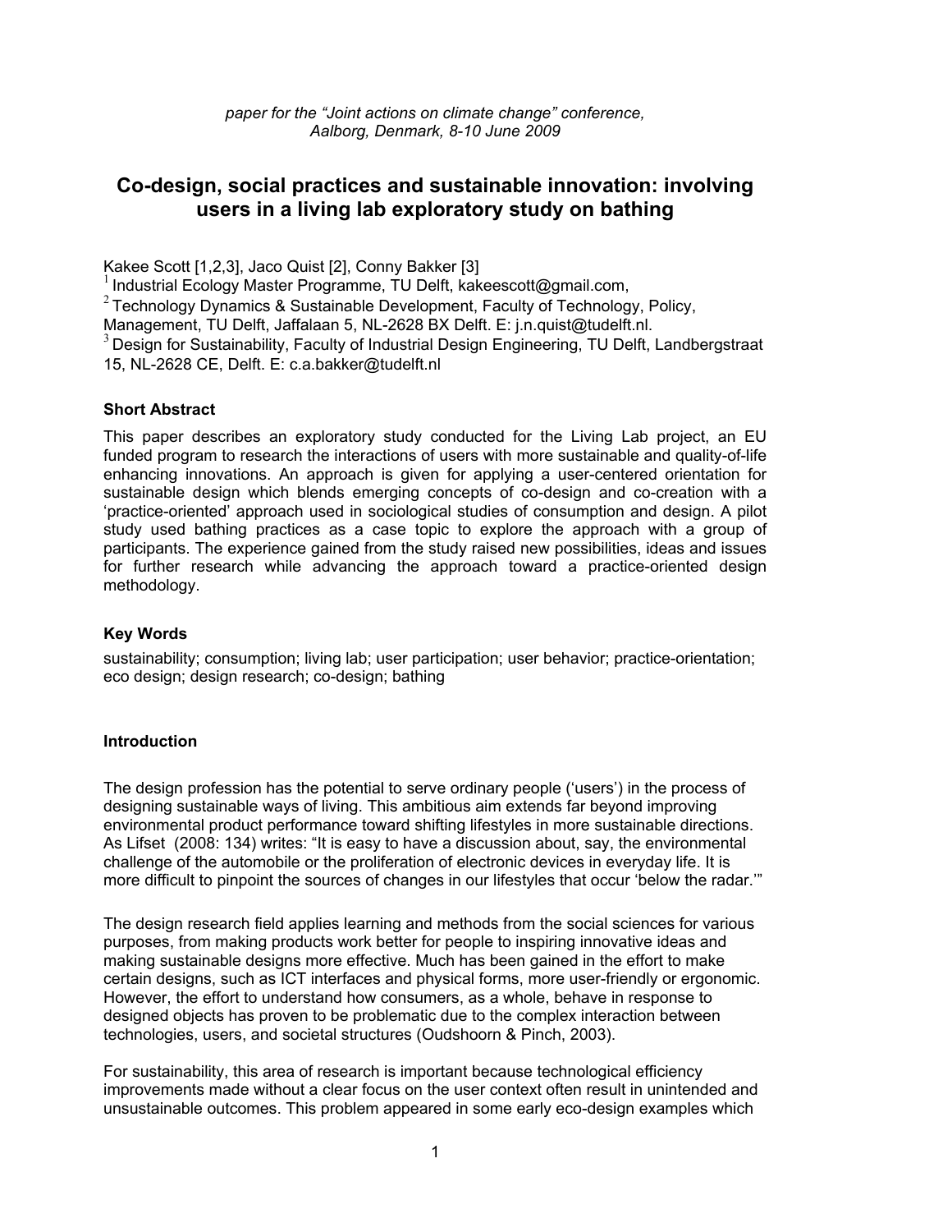*paper for the "Joint actions on climate change" conference, Aalborg, Denmark, 8-10 June 2009*

# Co-design, social practices and sustainable innovation: involving users in a living lab exploratory study on bathing

Kakee Scott [1,2,3], Jaco Quist [2], Conny Bakker [3]

[1] Industrial Ecology Master Programme, TU Delft, kakeescott@gmail.com,

[2] Technology Dynamics & Sustainable Development, Faculty of Technology, Policy, Management, TU Delft, Jaffalaan 5, NL-2628 BX Delft. E: j.n.quist@tudelft.nl.

[3] Design for Sustainability, Faculty of Industrial Design Engineering, TU Delft, Landbergstraat 15, NL-2628 CE, Delft. E: c.a.bakker@tudelft.nl

## Short Abstract

This paper describes an exploratory study conducted for the Living Lab project, an EU funded program to research the interactions of users with more sustainable and quality-of-life enhancing innovations. An approach is given for applying a user-centered orientation for sustainable design which blends emerging concepts of co-design and co-creation with a 'practice-oriented' approach used in sociological studies of consumption and design. A pilot study used bathing practices as a case topic to explore the approach with a group of participants. The experience gained from the study raised new possibilities, ideas and issues for further research while advancing the approach toward a practice-oriented design methodology.

## Key Words

sustainability; consumption; living lab; user participation; user behavior; practice-orientation; eco design; design research; co-design; bathing

## Introduction

The design profession has the potential to serve ordinary people ('users') in the process of designing sustainable ways of living. This ambitious aim extends far beyond improving environmental product performance toward shifting lifestyles in more sustainable directions. As Lifset (2008: 134) writes: "It is easy to have a discussion about, say, the environmental challenge of the automobile or the proliferation of electronic devices in everyday life. It is more difficult to pinpoint the sources of changes in our lifestyles that occur 'below the radar.'"

The design research field applies learning and methods from the social sciences for various purposes, from making products work better for people to inspiring innovative ideas and making sustainable designs more effective. Much has been gained in the effort to make certain designs, such as ICT interfaces and physical forms, more user-friendly or ergonomic. However, the effort to understand how consumers, as a whole, behave in response to designed objects has proven to be problematic due to the complex interaction between technologies, users, and societal structures (Oudshoorn & Pinch, 2003).

For sustainability, this area of research is important because technological efficiency improvements made without a clear focus on the user context often result in unintended and unsustainable outcomes. This problem appeared in some early eco-design examples which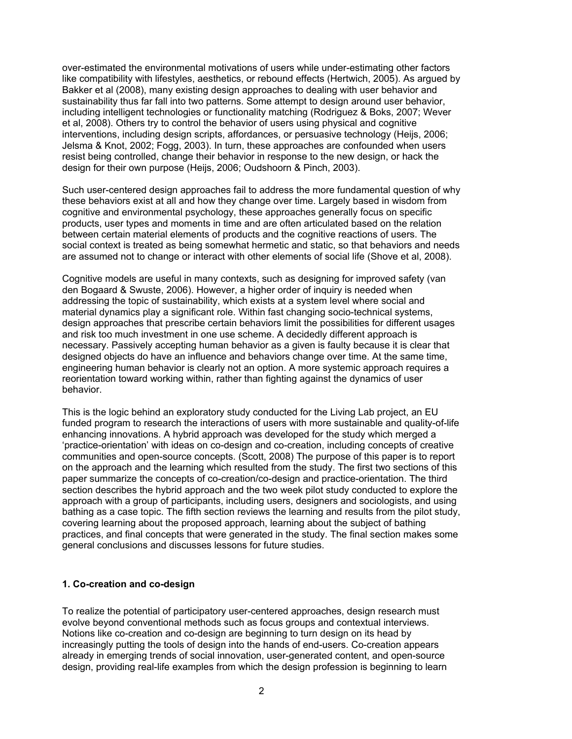over-estimated the environmental motivations of users while under-estimating other factors like compatibility with lifestyles, aesthetics, or rebound effects (Hertwich, 2005). As argued by Bakker et al (2008), many existing design approaches to dealing with user behavior and sustainability thus far fall into two patterns. Some attempt to design around user behavior, including intelligent technologies or functionality matching (Rodriguez & Boks, 2007; Wever et al, 2008). Others try to control the behavior of users using physical and cognitive interventions, including design scripts, affordances, or persuasive technology (Heijs, 2006; Jelsma & Knot, 2002; Fogg, 2003). In turn, these approaches are confounded when users resist being controlled, change their behavior in response to the new design, or hack the design for their own purpose (Heijs, 2006; Oudshoorn & Pinch, 2003).

Such user-centered design approaches fail to address the more fundamental question of why these behaviors exist at all and how they change over time. Largely based in wisdom from cognitive and environmental psychology, these approaches generally focus on specific products, user types and moments in time and are often articulated based on the relation between certain material elements of products and the cognitive reactions of users. The social context is treated as being somewhat hermetic and static, so that behaviors and needs are assumed not to change or interact with other elements of social life (Shove et al, 2008).

Cognitive models are useful in many contexts, such as designing for improved safety (van den Bogaard & Swuste, 2006). However, a higher order of inquiry is needed when addressing the topic of sustainability, which exists at a system level where social and material dynamics play a significant role. Within fast changing socio-technical systems, design approaches that prescribe certain behaviors limit the possibilities for different usages and risk too much investment in one use scheme. A decidedly different approach is necessary. Passively accepting human behavior as a given is faulty because it is clear that designed objects do have an influence and behaviors change over time. At the same time, engineering human behavior is clearly not an option. A more systemic approach requires a reorientation toward working within, rather than fighting against the dynamics of user behavior.

This is the logic behind an exploratory study conducted for the Living Lab project, an EU funded program to research the interactions of users with more sustainable and quality-of-life enhancing innovations. A hybrid approach was developed for the study which merged a 'practice-orientation' with ideas on co-design and co-creation, including concepts of creative communities and open-source concepts. (Scott, 2008) The purpose of this paper is to report on the approach and the learning which resulted from the study. The first two sections of this paper summarize the concepts of co-creation/co-design and practice-orientation. The third section describes the hybrid approach and the two week pilot study conducted to explore the approach with a group of participants, including users, designers and sociologists, and using bathing as a case topic. The fifth section reviews the learning and results from the pilot study, covering learning about the proposed approach, learning about the subject of bathing practices, and final concepts that were generated in the study. The final section makes some general conclusions and discusses lessons for future studies.

## 1. Co-creation and co-design

To realize the potential of participatory user-centered approaches, design research must evolve beyond conventional methods such as focus groups and contextual interviews. Notions like co-creation and co-design are beginning to turn design on its head by increasingly putting the tools of design into the hands of end-users. Co-creation appears already in emerging trends of social innovation, user-generated content, and open-source design, providing real-life examples from which the design profession is beginning to learn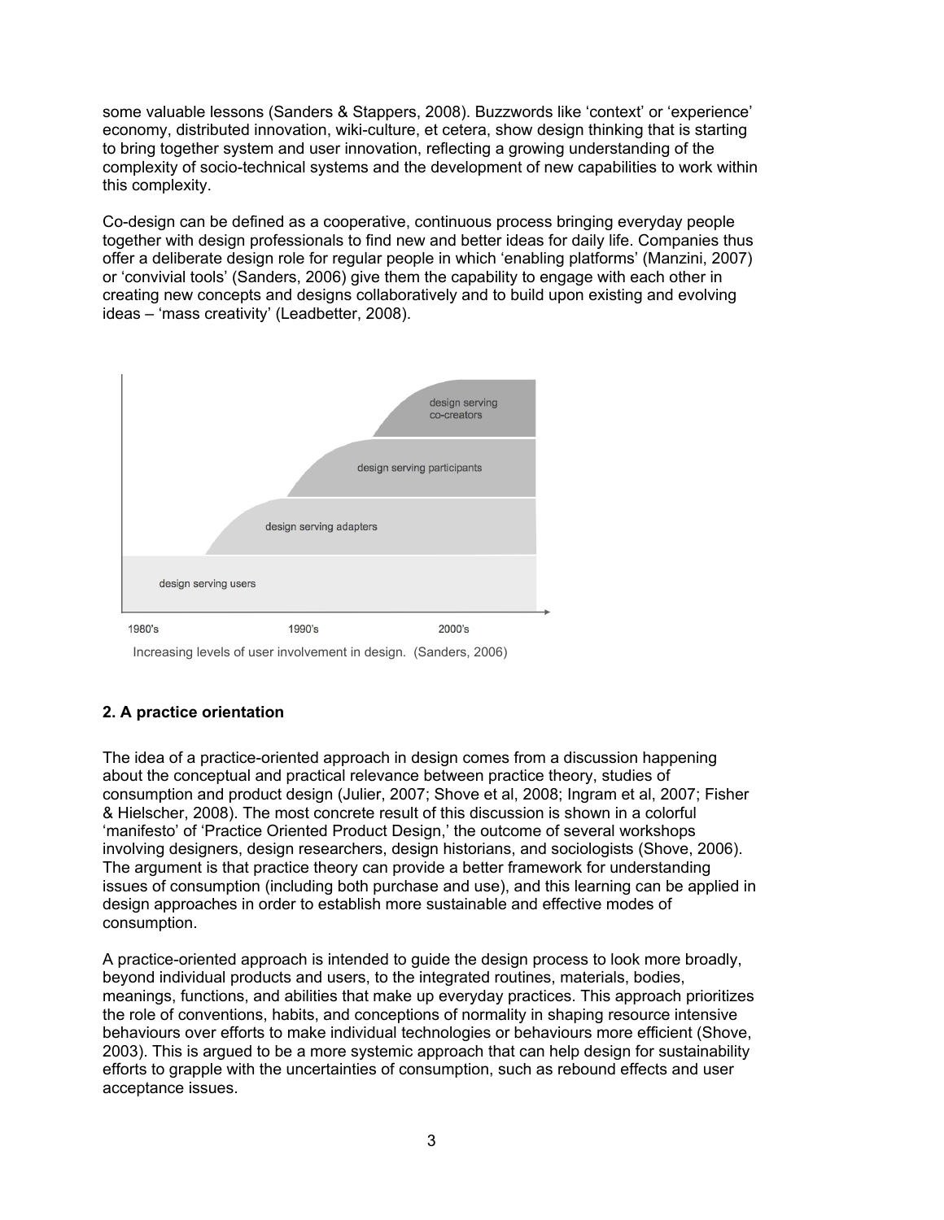some valuable lessons (Sanders & Stappers, 2008). Buzzwords like 'context' or 'experience' economy, distributed innovation, wiki-culture, et cetera, show design thinking that is starting to bring together system and user innovation, reflecting a growing understanding of the complexity of socio-technical systems and the development of new capabilities to work within this complexity.

Co-design can be defined as a cooperative, continuous process bringing everyday people together with design professionals to find new and better ideas for daily life. Companies thus offer a deliberate design role for regular people in which 'enabling platforms' (Manzini, 2007) or 'convivial tools' (Sanders, 2006) give them the capability to engage with each other in creating new concepts and designs collaboratively and to build upon existing and evolving ideas – 'mass creativity' (Leadbetter, 2008).

design serving co-creators

design serving participants

design serving adapters

design serving users

1980's 1990's 2000's

Increasing levels of user involvement in design. (Sanders, 2006)

## 2. A practice orientation

The idea of a practice-oriented approach in design comes from a discussion happening about the conceptual and practical relevance between practice theory, studies of consumption and product design (Julier, 2007; Shove et al, 2008; Ingram et al, 2007; Fisher & Hielscher, 2008). The most concrete result of this discussion is shown in a colorful 'manifesto' of 'Practice Oriented Product Design,' the outcome of several workshops involving designers, design researchers, design historians, and sociologists (Shove, 2006). The argument is that practice theory can provide a better framework for understanding issues of consumption (including both purchase and use), and this learning can be applied in design approaches in order to establish more sustainable and effective modes of consumption.

A practice-oriented approach is intended to guide the design process to look more broadly, beyond individual products and users, to the integrated routines, materials, bodies, meanings, functions, and abilities that make up everyday practices. This approach prioritizes the role of conventions, habits, and conceptions of normality in shaping resource intensive behaviours over efforts to make individual technologies or behaviours more efficient (Shove, 2003). This is argued to be a more systemic approach that can help design for sustainability efforts to grapple with the uncertainties of consumption, such as rebound effects and user acceptance issues.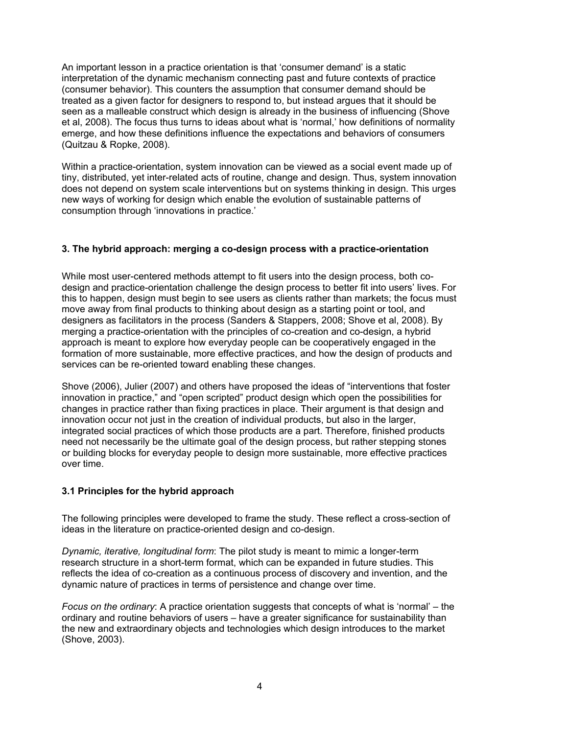An important lesson in a practice orientation is that 'consumer demand' is a static interpretation of the dynamic mechanism connecting past and future contexts of practice (consumer behavior). This counters the assumption that consumer demand should be treated as a given factor for designers to respond to, but instead argues that it should be seen as a malleable construct which design is already in the business of influencing (Shove et al, 2008). The focus thus turns to ideas about what is 'normal,' how definitions of normality emerge, and how these definitions influence the expectations and behaviors of consumers (Quitzau & Ropke, 2008).

Within a practice-orientation, system innovation can be viewed as a social event made up of tiny, distributed, yet inter-related acts of routine, change and design. Thus, system innovation does not depend on system scale interventions but on systems thinking in design. This urges new ways of working for design which enable the evolution of sustainable patterns of consumption through 'innovations in practice.'

## 3. The hybrid approach: merging a co-design process with a practice-orientation

While most user-centered methods attempt to fit users into the design process, both co-design and practice-orientation challenge the design process to better fit into users' lives. For this to happen, design must begin to see users as clients rather than markets; the focus must move away from final products to thinking about design as a starting point or tool, and designers as facilitators in the process (Sanders & Stappers, 2008; Shove et al, 2008). By merging a practice-orientation with the principles of co-creation and co-design, a hybrid approach is meant to explore how everyday people can be cooperatively engaged in the formation of more sustainable, more effective practices, and how the design of products and services can be re-oriented toward enabling these changes.

Shove (2006), Julier (2007) and others have proposed the ideas of "interventions that foster innovation in practice," and "open scripted" product design which open the possibilities for changes in practice rather than fixing practices in place. Their argument is that design and innovation occur not just in the creation of individual products, but also in the larger, integrated social practices of which those products are a part. Therefore, finished products need not necessarily be the ultimate goal of the design process, but rather stepping stones or building blocks for everyday people to design more sustainable, more effective practices over time.

### 3.1 Principles for the hybrid approach

The following principles were developed to frame the study. These reflect a cross-section of ideas in the literature on practice-oriented design and co-design.

*Dynamic, iterative, longitudinal form*: The pilot study is meant to mimic a longer-term research structure in a short-term format, which can be expanded in future studies. This reflects the idea of co-creation as a continuous process of discovery and invention, and the dynamic nature of practices in terms of persistence and change over time.

*Focus on the ordinary*: A practice orientation suggests that concepts of what is 'normal' – the ordinary and routine behaviors of users – have a greater significance for sustainability than the new and extraordinary objects and technologies which design introduces to the market (Shove, 2003).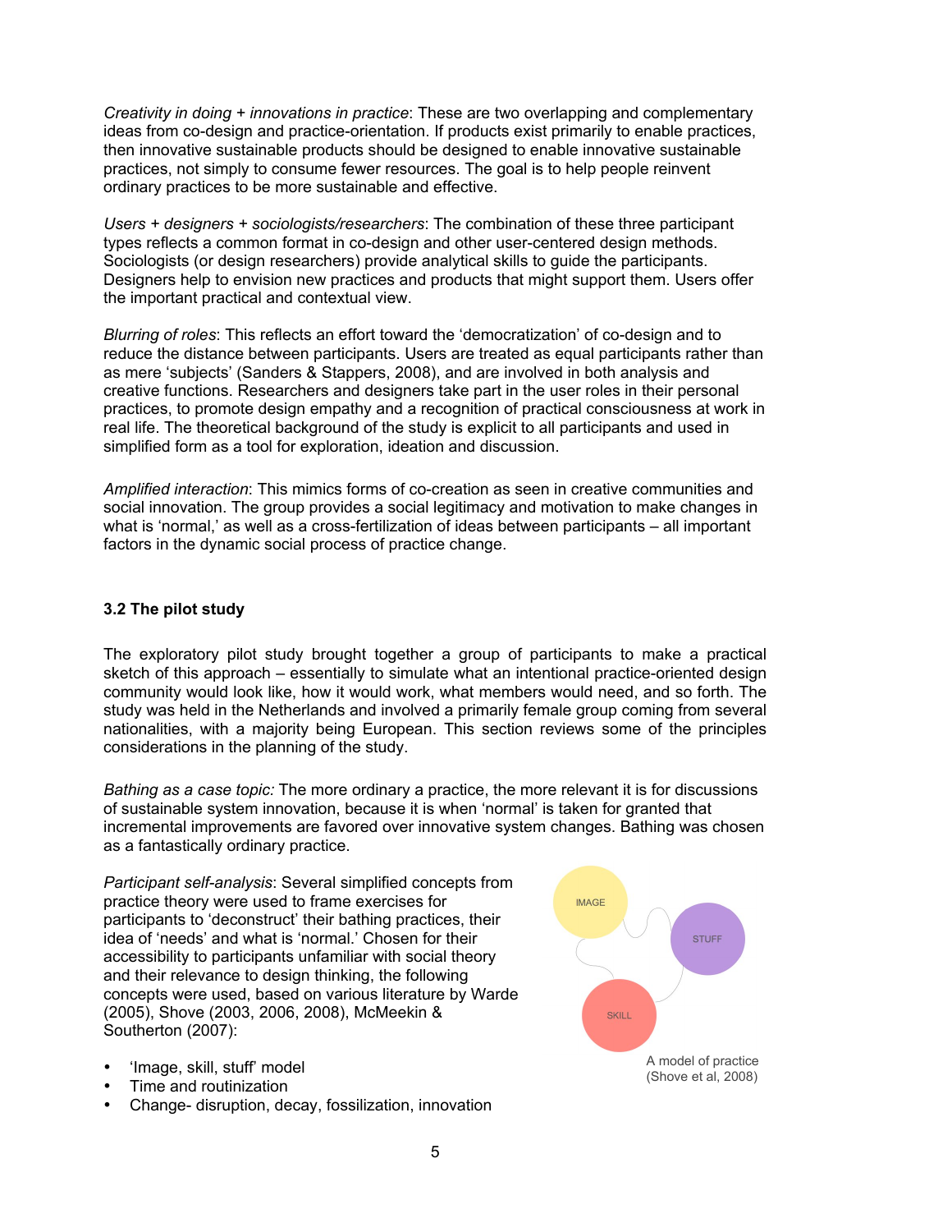*Creativity in doing + innovations in practice*: These are two overlapping and complementary ideas from co-design and practice-orientation. If products exist primarily to enable practices, then innovative sustainable products should be designed to enable innovative sustainable practices, not simply to consume fewer resources. The goal is to help people reinvent ordinary practices to be more sustainable and effective.

*Users + designers + sociologists/researchers*: The combination of these three participant types reflects a common format in co-design and other user-centered design methods. Sociologists (or design researchers) provide analytical skills to guide the participants. Designers help to envision new practices and products that might support them. Users offer the important practical and contextual view.

*Blurring of roles*: This reflects an effort toward the 'democratization' of co-design and to reduce the distance between participants. Users are treated as equal participants rather than as mere 'subjects' (Sanders & Stappers, 2008), and are involved in both analysis and creative functions. Researchers and designers take part in the user roles in their personal practices, to promote design empathy and a recognition of practical consciousness at work in real life. The theoretical background of the study is explicit to all participants and used in simplified form as a tool for exploration, ideation and discussion.

*Amplified interaction*: This mimics forms of co-creation as seen in creative communities and social innovation. The group provides a social legitimacy and motivation to make changes in what is 'normal,' as well as a cross-fertilization of ideas between participants – all important factors in the dynamic social process of practice change.

### 3.2 The pilot study

The exploratory pilot study brought together a group of participants to make a practical sketch of this approach – essentially to simulate what an intentional practice-oriented design community would look like, how it would work, what members would need, and so forth. The study was held in the Netherlands and involved a primarily female group coming from several nationalities, with a majority being European. This section reviews some of the principles considerations in the planning of the study.

*Bathing as a case topic:* The more ordinary a practice, the more relevant it is for discussions of sustainable system innovation, because it is when 'normal' is taken for granted that incremental improvements are favored over innovative system changes. Bathing was chosen as a fantastically ordinary practice.

*Participant self-analysis*: Several simplified concepts from practice theory were used to frame exercises for participants to 'deconstruct' their bathing practices, their idea of 'needs' and what is 'normal.' Chosen for their accessibility to participants unfamiliar with social theory and their relevance to design thinking, the following concepts were used, based on various literature by Warde (2005), Shove (2003, 2006, 2008), McMeekin & Southerton (2007):

- 'Image, skill, stuff' model
- Time and routinization
- Change- disruption, decay, fossilization, innovation

IMAGE

STUFF

SKILL

A model of practice (Shove et al, 2008)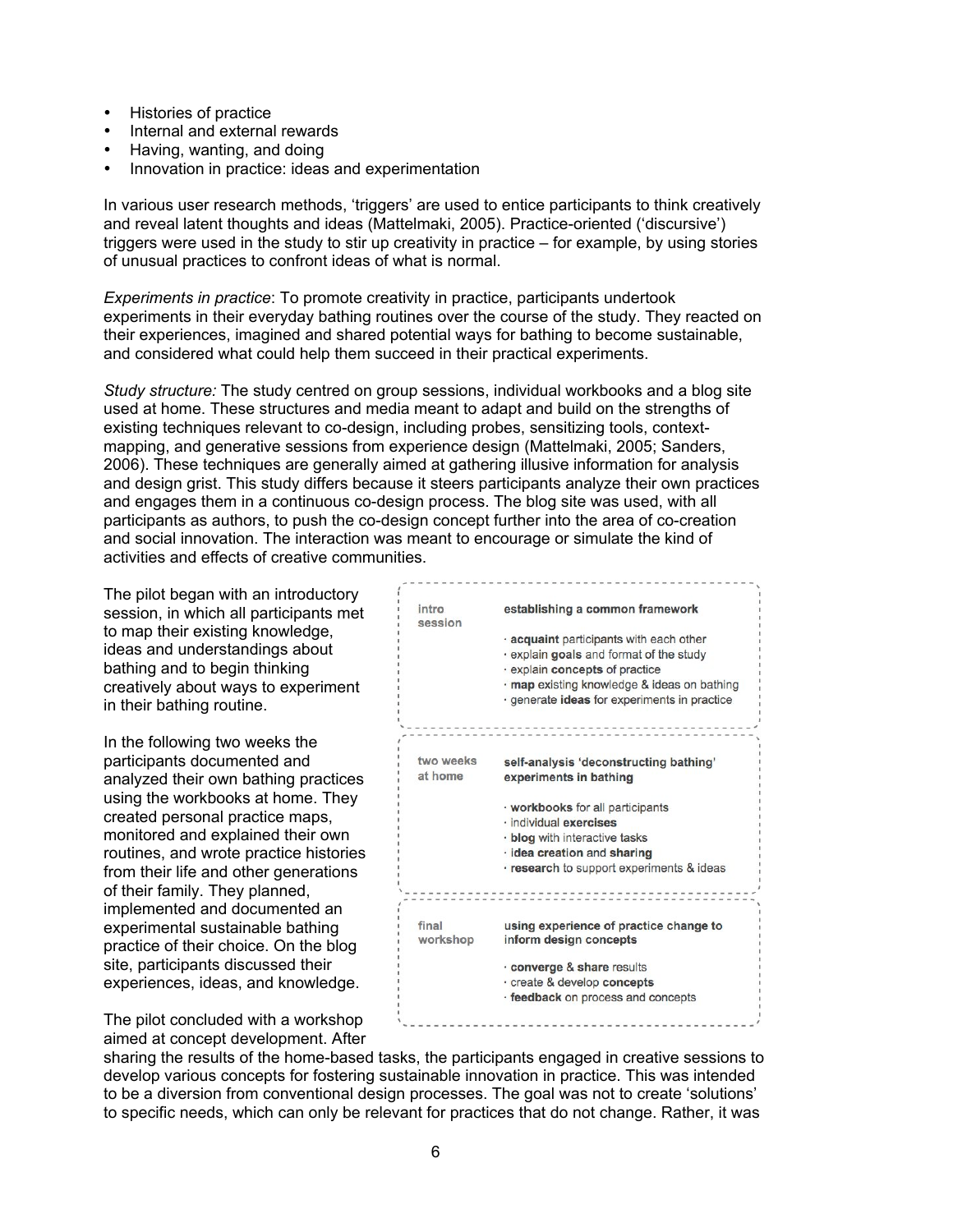- Histories of practice
- Internal and external rewards
- Having, wanting, and doing
- Innovation in practice: ideas and experimentation

In various user research methods, 'triggers' are used to entice participants to think creatively and reveal latent thoughts and ideas (Mattelmaki, 2005). Practice-oriented ('discursive') triggers were used in the study to stir up creativity in practice – for example, by using stories of unusual practices to confront ideas of what is normal.

*Experiments in practice*: To promote creativity in practice, participants undertook experiments in their everyday bathing routines over the course of the study. They reacted on their experiences, imagined and shared potential ways for bathing to become sustainable, and considered what could help them succeed in their practical experiments.

*Study structure:* The study centred on group sessions, individual workbooks and a blog site used at home. These structures and media meant to adapt and build on the strengths of existing techniques relevant to co-design, including probes, sensitizing tools, context-mapping, and generative sessions from experience design (Mattelmaki, 2005; Sanders, 2006). These techniques are generally aimed at gathering illusive information for analysis and design grist. This study differs because it steers participants analyze their own practices and engages them in a continuous co-design process. The blog site was used, with all participants as authors, to push the co-design concept further into the area of co-creation and social innovation. The interaction was meant to encourage or simulate the kind of activities and effects of creative communities.

The pilot began with an introductory session, in which all participants met to map their existing knowledge, ideas and understandings about bathing and to begin thinking creatively about ways to experiment in their bathing routine.

In the following two weeks the participants documented and analyzed their own bathing practices using the workbooks at home. They created personal practice maps, monitored and explained their own routines, and wrote practice histories from their life and other generations of their family. They planned, implemented and documented an experimental sustainable bathing practice of their choice. On the blog site, participants discussed their experiences, ideas, and knowledge.

| | |
|---|---|
| intro session | **establishing a common framework**<br>· **acquaint** participants with each other<br>· explain **goals** and format of the study<br>· explain **concepts** of practice<br>· **map** existing knowledge & ideas on bathing<br>· generate **ideas** for experiments in practice |
| two weeks at home | **self-analysis 'deconstructing bathing' experiments in bathing**<br>· **workbooks** for all participants<br>· individual **exercises**<br>· **blog** with interactive tasks<br>· **idea creation** and **sharing**<br>· **research** to support experiments & ideas |
| final workshop | **using experience of practice change to inform design concepts**<br>· **converge & share** results<br>· create & develop **concepts**<br>· **feedback** on process and concepts |

The pilot concluded with a workshop aimed at concept development. After sharing the results of the home-based tasks, the participants engaged in creative sessions to develop various concepts for fostering sustainable innovation in practice. This was intended to be a diversion from conventional design processes. The goal was not to create 'solutions' to specific needs, which can only be relevant for practices that do not change. Rather, it was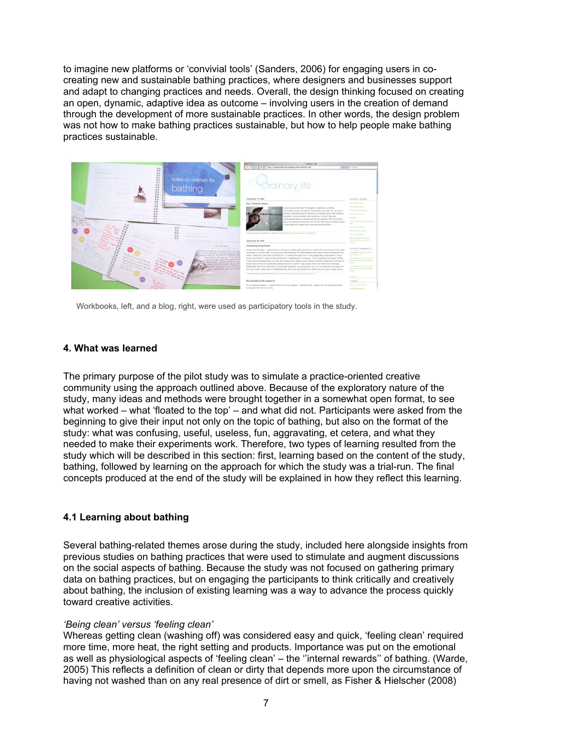to imagine new platforms or 'convivial tools' (Sanders, 2006) for engaging users in co-creating new and sustainable bathing practices, where designers and businesses support and adapt to changing practices and needs. Overall, the design thinking focused on creating an open, dynamic, adaptive idea as outcome – involving users in the creation of demand through the development of more sustainable practices. In other words, the design problem was not how to make bathing practices sustainable, but how to help people make bathing practices sustainable.

Workbooks, left, and a blog, right, were used as participatory tools in the study.

## 4. What was learned

The primary purpose of the pilot study was to simulate a practice-oriented creative community using the approach outlined above. Because of the exploratory nature of the study, many ideas and methods were brought together in a somewhat open format, to see what worked – what 'floated to the top' – and what did not. Participants were asked from the beginning to give their input not only on the topic of bathing, but also on the format of the study: what was confusing, useful, useless, fun, aggravating, et cetera, and what they needed to make their experiments work. Therefore, two types of learning resulted from the study which will be described in this section: first, learning based on the content of the study, bathing, followed by learning on the approach for which the study was a trial-run. The final concepts produced at the end of the study will be explained in how they reflect this learning.

### 4.1 Learning about bathing

Several bathing-related themes arose during the study, included here alongside insights from previous studies on bathing practices that were used to stimulate and augment discussions on the social aspects of bathing. Because the study was not focused on gathering primary data on bathing practices, but on engaging the participants to think critically and creatively about bathing, the inclusion of existing learning was a way to advance the process quickly toward creative activities.

*'Being clean' versus 'feeling clean'*

Whereas getting clean (washing off) was considered easy and quick, 'feeling clean' required more time, more heat, the right setting and products. Importance was put on the emotional as well as physiological aspects of 'feeling clean' – the ''internal rewards'' of bathing. (Warde, 2005) This reflects a definition of clean or dirty that depends more upon the circumstance of having not washed than on any real presence of dirt or smell, as Fisher & Hielscher (2008)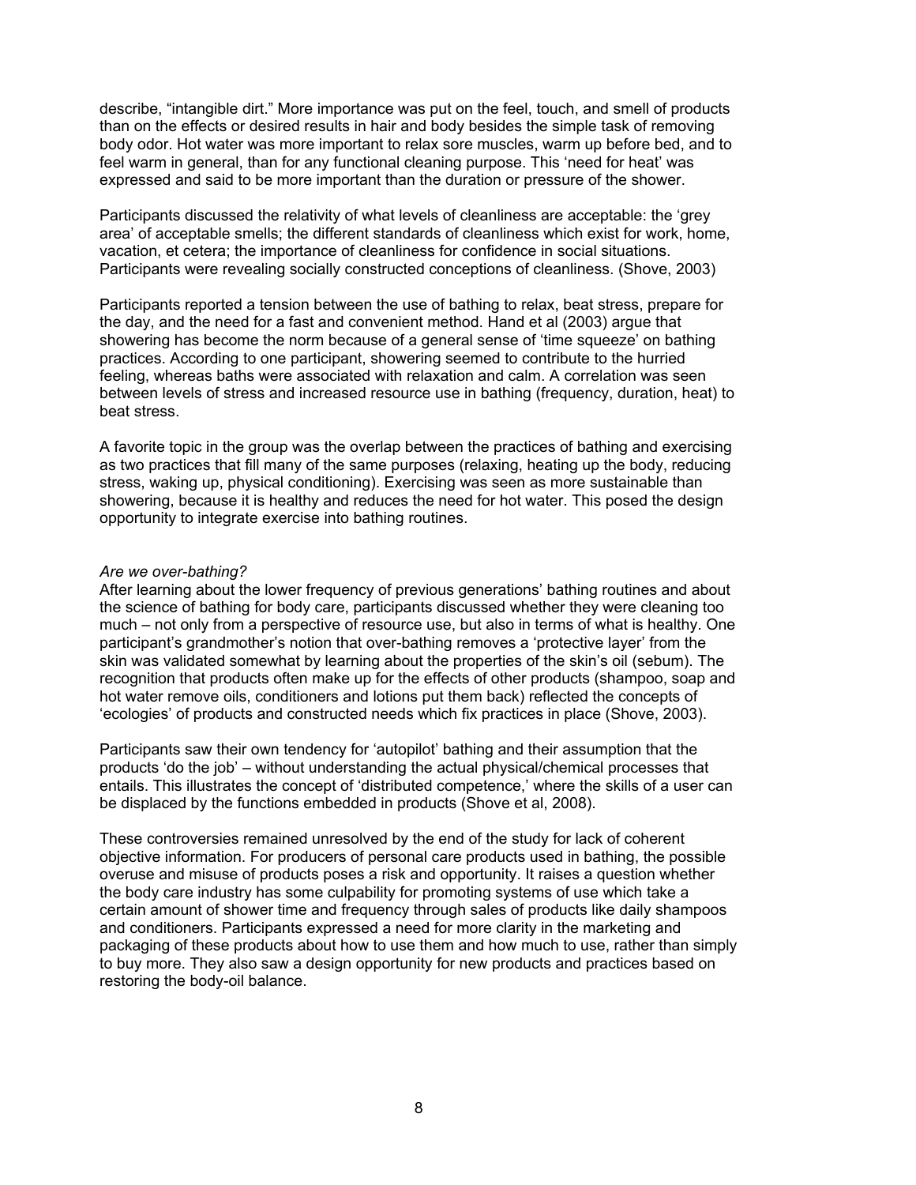describe, "intangible dirt." More importance was put on the feel, touch, and smell of products than on the effects or desired results in hair and body besides the simple task of removing body odor. Hot water was more important to relax sore muscles, warm up before bed, and to feel warm in general, than for any functional cleaning purpose. This 'need for heat' was expressed and said to be more important than the duration or pressure of the shower.

Participants discussed the relativity of what levels of cleanliness are acceptable: the 'grey area' of acceptable smells; the different standards of cleanliness which exist for work, home, vacation, et cetera; the importance of cleanliness for confidence in social situations. Participants were revealing socially constructed conceptions of cleanliness. (Shove, 2003)

Participants reported a tension between the use of bathing to relax, beat stress, prepare for the day, and the need for a fast and convenient method. Hand et al (2003) argue that showering has become the norm because of a general sense of 'time squeeze' on bathing practices. According to one participant, showering seemed to contribute to the hurried feeling, whereas baths were associated with relaxation and calm. A correlation was seen between levels of stress and increased resource use in bathing (frequency, duration, heat) to beat stress.

A favorite topic in the group was the overlap between the practices of bathing and exercising as two practices that fill many of the same purposes (relaxing, heating up the body, reducing stress, waking up, physical conditioning). Exercising was seen as more sustainable than showering, because it is healthy and reduces the need for hot water. This posed the design opportunity to integrate exercise into bathing routines.

*Are we over-bathing?*

After learning about the lower frequency of previous generations' bathing routines and about the science of bathing for body care, participants discussed whether they were cleaning too much – not only from a perspective of resource use, but also in terms of what is healthy. One participant's grandmother's notion that over-bathing removes a 'protective layer' from the skin was validated somewhat by learning about the properties of the skin's oil (sebum). The recognition that products often make up for the effects of other products (shampoo, soap and hot water remove oils, conditioners and lotions put them back) reflected the concepts of 'ecologies' of products and constructed needs which fix practices in place (Shove, 2003).

Participants saw their own tendency for 'autopilot' bathing and their assumption that the products 'do the job' – without understanding the actual physical/chemical processes that entails. This illustrates the concept of 'distributed competence,' where the skills of a user can be displaced by the functions embedded in products (Shove et al, 2008).

These controversies remained unresolved by the end of the study for lack of coherent objective information. For producers of personal care products used in bathing, the possible overuse and misuse of products poses a risk and opportunity. It raises a question whether the body care industry has some culpability for promoting systems of use which take a certain amount of shower time and frequency through sales of products like daily shampoos and conditioners. Participants expressed a need for more clarity in the marketing and packaging of these products about how to use them and how much to use, rather than simply to buy more. They also saw a design opportunity for new products and practices based on restoring the body-oil balance.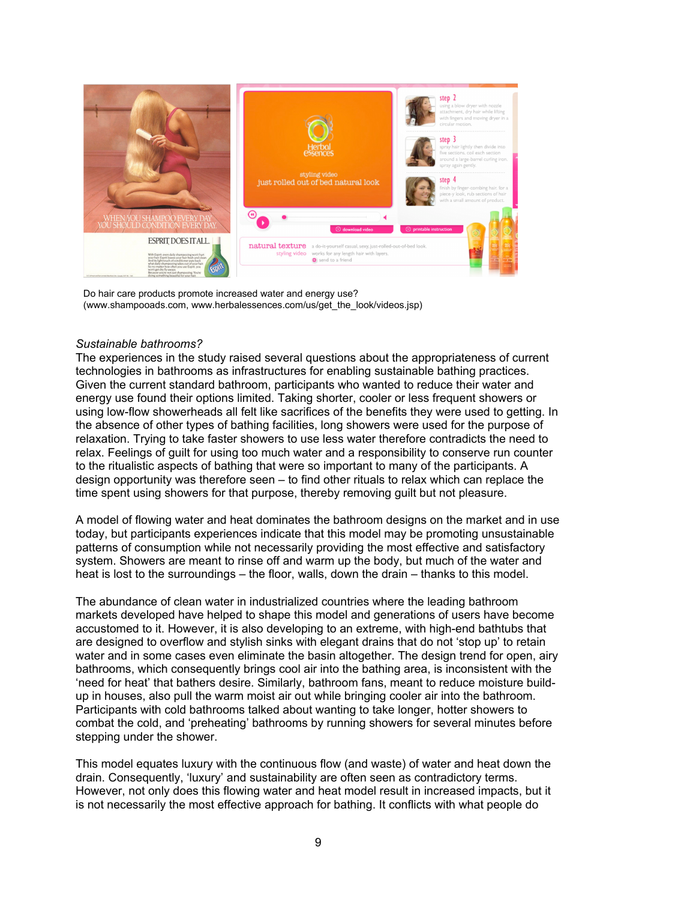Do hair care products promote increased water and energy use? (www.shampooads.com, www.herbalessences.com/us/get_the_look/videos.jsp)

*Sustainable bathrooms?*

The experiences in the study raised several questions about the appropriateness of current technologies in bathrooms as infrastructures for enabling sustainable bathing practices. Given the current standard bathroom, participants who wanted to reduce their water and energy use found their options limited. Taking shorter, cooler or less frequent showers or using low-flow showerheads all felt like sacrifices of the benefits they were used to getting. In the absence of other types of bathing facilities, long showers were used for the purpose of relaxation. Trying to take faster showers to use less water therefore contradicts the need to relax. Feelings of guilt for using too much water and a responsibility to conserve run counter to the ritualistic aspects of bathing that were so important to many of the participants. A design opportunity was therefore seen – to find other rituals to relax which can replace the time spent using showers for that purpose, thereby removing guilt but not pleasure.

A model of flowing water and heat dominates the bathroom designs on the market and in use today, but participants experiences indicate that this model may be promoting unsustainable patterns of consumption while not necessarily providing the most effective and satisfactory system. Showers are meant to rinse off and warm up the body, but much of the water and heat is lost to the surroundings – the floor, walls, down the drain – thanks to this model.

The abundance of clean water in industrialized countries where the leading bathroom markets developed have helped to shape this model and generations of users have become accustomed to it. However, it is also developing to an extreme, with high-end bathtubs that are designed to overflow and stylish sinks with elegant drains that do not 'stop up' to retain water and in some cases even eliminate the basin altogether. The design trend for open, airy bathrooms, which consequently brings cool air into the bathing area, is inconsistent with the 'need for heat' that bathers desire. Similarly, bathroom fans, meant to reduce moisture build-up in houses, also pull the warm moist air out while bringing cooler air into the bathroom. Participants with cold bathrooms talked about wanting to take longer, hotter showers to combat the cold, and 'preheating' bathrooms by running showers for several minutes before stepping under the shower.

This model equates luxury with the continuous flow (and waste) of water and heat down the drain. Consequently, 'luxury' and sustainability are often seen as contradictory terms. However, not only does this flowing water and heat model result in increased impacts, but it is not necessarily the most effective approach for bathing. It conflicts with what people do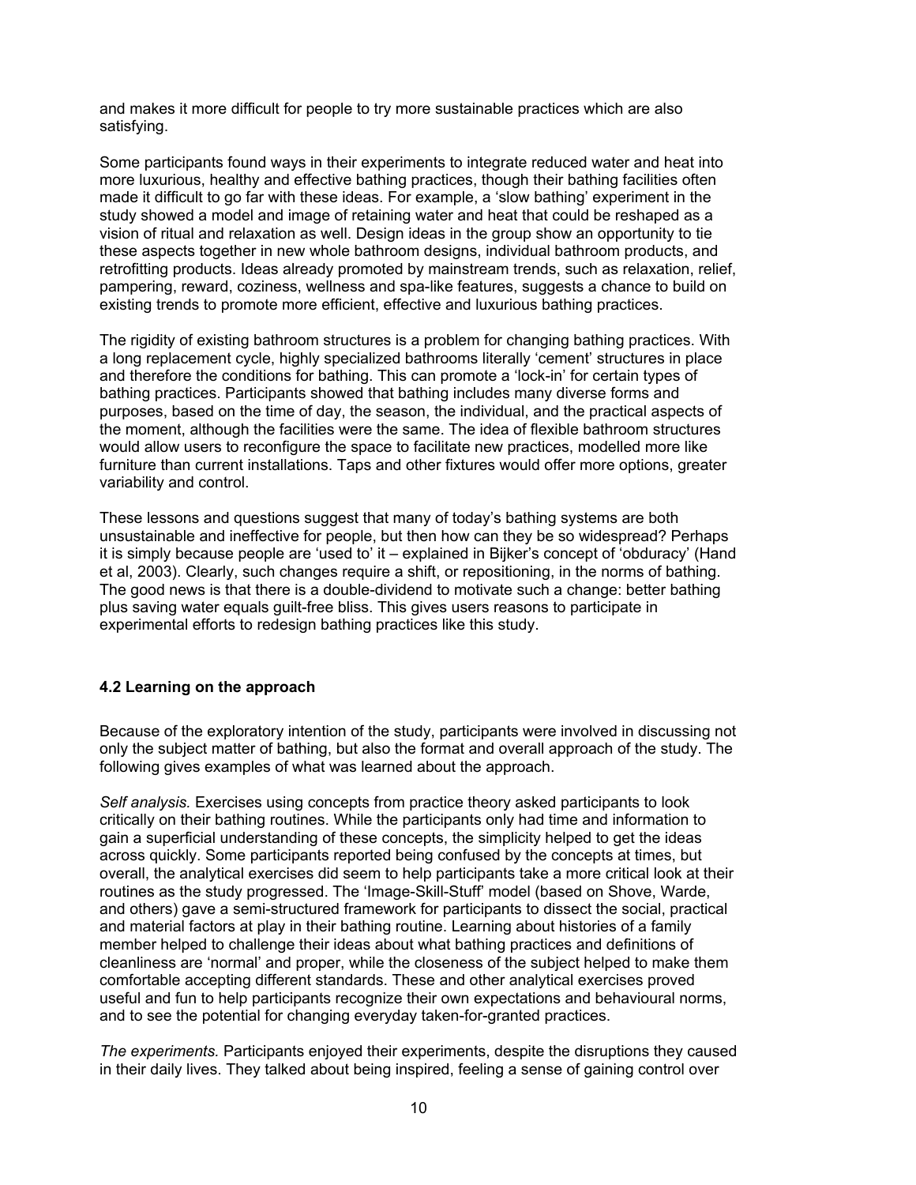and makes it more difficult for people to try more sustainable practices which are also satisfying.

Some participants found ways in their experiments to integrate reduced water and heat into more luxurious, healthy and effective bathing practices, though their bathing facilities often made it difficult to go far with these ideas. For example, a 'slow bathing' experiment in the study showed a model and image of retaining water and heat that could be reshaped as a vision of ritual and relaxation as well. Design ideas in the group show an opportunity to tie these aspects together in new whole bathroom designs, individual bathroom products, and retrofitting products. Ideas already promoted by mainstream trends, such as relaxation, relief, pampering, reward, coziness, wellness and spa-like features, suggests a chance to build on existing trends to promote more efficient, effective and luxurious bathing practices.

The rigidity of existing bathroom structures is a problem for changing bathing practices. With a long replacement cycle, highly specialized bathrooms literally 'cement' structures in place and therefore the conditions for bathing. This can promote a 'lock-in' for certain types of bathing practices. Participants showed that bathing includes many diverse forms and purposes, based on the time of day, the season, the individual, and the practical aspects of the moment, although the facilities were the same. The idea of flexible bathroom structures would allow users to reconfigure the space to facilitate new practices, modelled more like furniture than current installations. Taps and other fixtures would offer more options, greater variability and control.

These lessons and questions suggest that many of today's bathing systems are both unsustainable and ineffective for people, but then how can they be so widespread? Perhaps it is simply because people are 'used to' it – explained in Bijker's concept of 'obduracy' (Hand et al, 2003). Clearly, such changes require a shift, or repositioning, in the norms of bathing. The good news is that there is a double-dividend to motivate such a change: better bathing plus saving water equals guilt-free bliss. This gives users reasons to participate in experimental efforts to redesign bathing practices like this study.

### 4.2 Learning on the approach

Because of the exploratory intention of the study, participants were involved in discussing not only the subject matter of bathing, but also the format and overall approach of the study. The following gives examples of what was learned about the approach.

*Self analysis.* Exercises using concepts from practice theory asked participants to look critically on their bathing routines. While the participants only had time and information to gain a superficial understanding of these concepts, the simplicity helped to get the ideas across quickly. Some participants reported being confused by the concepts at times, but overall, the analytical exercises did seem to help participants take a more critical look at their routines as the study progressed. The 'Image-Skill-Stuff' model (based on Shove, Warde, and others) gave a semi-structured framework for participants to dissect the social, practical and material factors at play in their bathing routine. Learning about histories of a family member helped to challenge their ideas about what bathing practices and definitions of cleanliness are 'normal' and proper, while the closeness of the subject helped to make them comfortable accepting different standards. These and other analytical exercises proved useful and fun to help participants recognize their own expectations and behavioural norms, and to see the potential for changing everyday taken-for-granted practices.

*The experiments.* Participants enjoyed their experiments, despite the disruptions they caused in their daily lives. They talked about being inspired, feeling a sense of gaining control over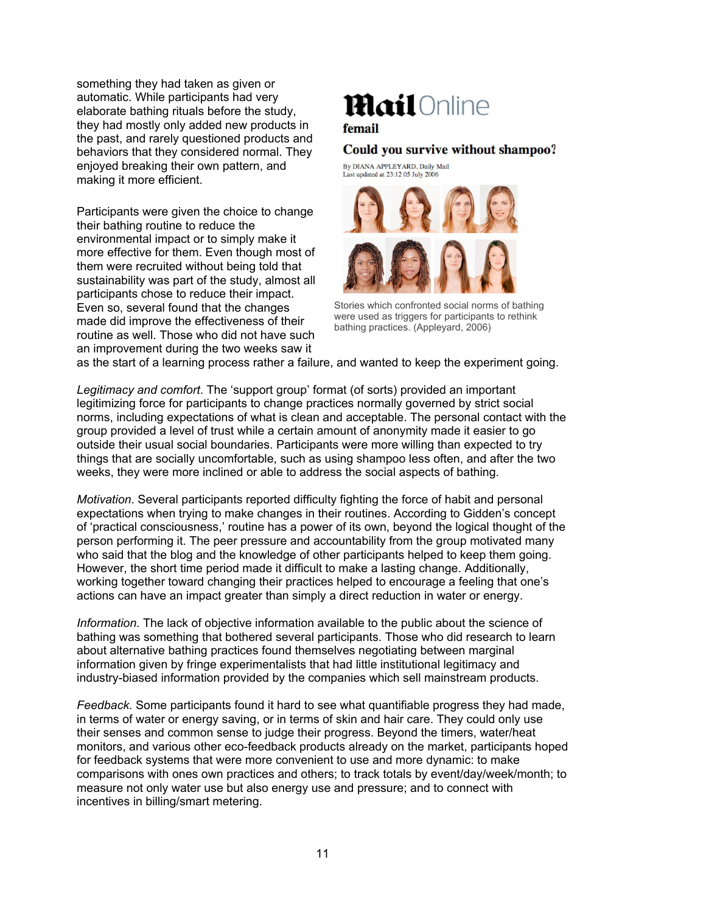something they had taken as given or automatic. While participants had very elaborate bathing rituals before the study, they had mostly only added new products in the past, and rarely questioned products and behaviors that they considered normal. They enjoyed breaking their own pattern, and making it more efficient.

Participants were given the choice to change their bathing routine to reduce the environmental impact or to simply make it more effective for them. Even though most of them were recruited without being told that sustainability was part of the study, almost all participants chose to reduce their impact. Even so, several found that the changes made did improve the effectiveness of their routine as well. Those who did not have such an improvement during the two weeks saw it as the start of a learning process rather a failure, and wanted to keep the experiment going.

Stories which confronted social norms of bathing were used as triggers for participants to rethink bathing practices. (Appleyard, 2006)

*Legitimacy and comfort*. The 'support group' format (of sorts) provided an important legitimizing force for participants to change practices normally governed by strict social norms, including expectations of what is clean and acceptable. The personal contact with the group provided a level of trust while a certain amount of anonymity made it easier to go outside their usual social boundaries. Participants were more willing than expected to try things that are socially uncomfortable, such as using shampoo less often, and after the two weeks, they were more inclined or able to address the social aspects of bathing.

*Motivation*. Several participants reported difficulty fighting the force of habit and personal expectations when trying to make changes in their routines. According to Gidden's concept of 'practical consciousness,' routine has a power of its own, beyond the logical thought of the person performing it. The peer pressure and accountability from the group motivated many who said that the blog and the knowledge of other participants helped to keep them going. However, the short time period made it difficult to make a lasting change. Additionally, working together toward changing their practices helped to encourage a feeling that one's actions can have an impact greater than simply a direct reduction in water or energy.

*Information*. The lack of objective information available to the public about the science of bathing was something that bothered several participants. Those who did research to learn about alternative bathing practices found themselves negotiating between marginal information given by fringe experimentalists that had little institutional legitimacy and industry-biased information provided by the companies which sell mainstream products.

*Feedback*. Some participants found it hard to see what quantifiable progress they had made, in terms of water or energy saving, or in terms of skin and hair care. They could only use their senses and common sense to judge their progress. Beyond the timers, water/heat monitors, and various other eco-feedback products already on the market, participants hoped for feedback systems that were more convenient to use and more dynamic: to make comparisons with ones own practices and others; to track totals by event/day/week/month; to measure not only water use but also energy use and pressure; and to connect with incentives in billing/smart metering.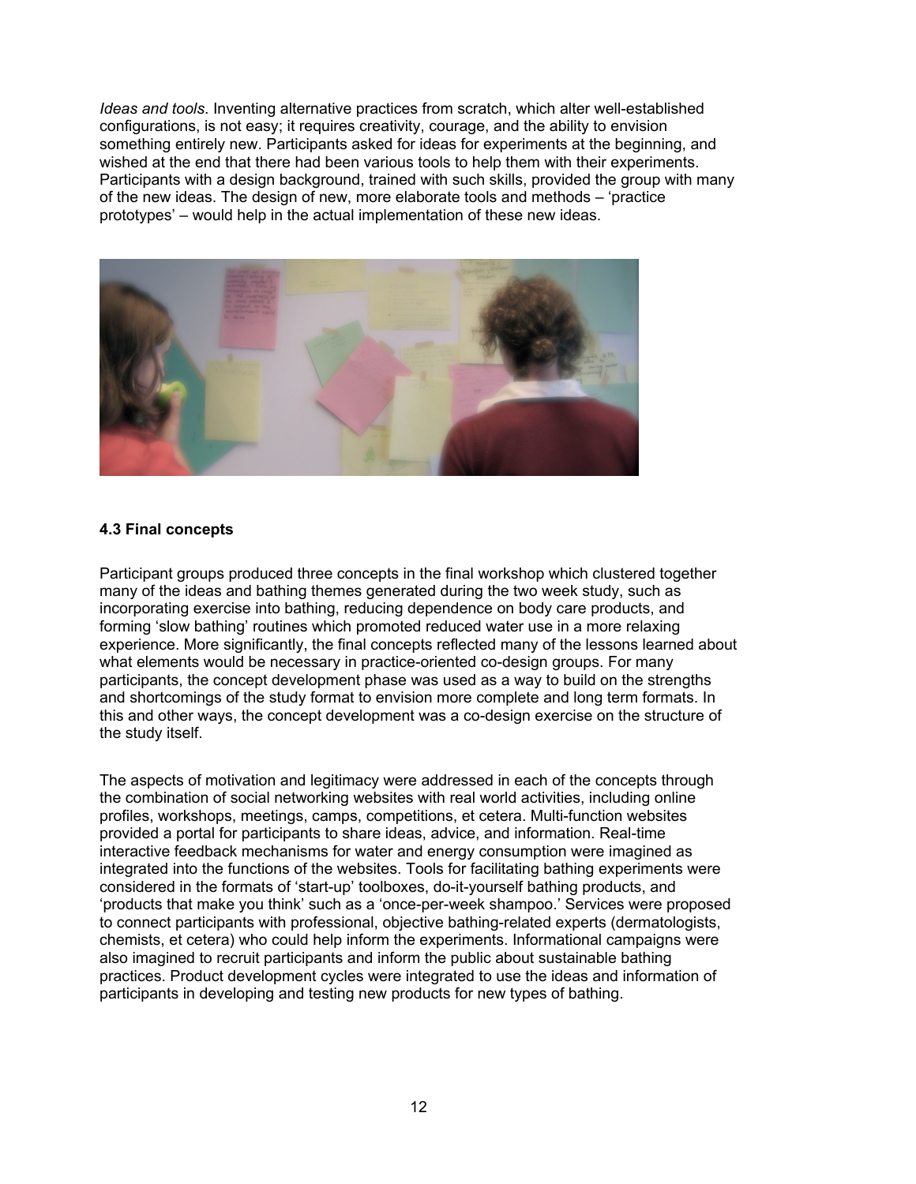*Ideas and tools*. Inventing alternative practices from scratch, which alter well-established configurations, is not easy; it requires creativity, courage, and the ability to envision something entirely new. Participants asked for ideas for experiments at the beginning, and wished at the end that there had been various tools to help them with their experiments. Participants with a design background, trained with such skills, provided the group with many of the new ideas. The design of new, more elaborate tools and methods – 'practice prototypes' – would help in the actual implementation of these new ideas.

**4.3 Final concepts**

Participant groups produced three concepts in the final workshop which clustered together many of the ideas and bathing themes generated during the two week study, such as incorporating exercise into bathing, reducing dependence on body care products, and forming 'slow bathing' routines which promoted reduced water use in a more relaxing experience. More significantly, the final concepts reflected many of the lessons learned about what elements would be necessary in practice-oriented co-design groups. For many participants, the concept development phase was used as a way to build on the strengths and shortcomings of the study format to envision more complete and long term formats. In this and other ways, the concept development was a co-design exercise on the structure of the study itself.

The aspects of motivation and legitimacy were addressed in each of the concepts through the combination of social networking websites with real world activities, including online profiles, workshops, meetings, camps, competitions, et cetera. Multi-function websites provided a portal for participants to share ideas, advice, and information. Real-time interactive feedback mechanisms for water and energy consumption were imagined as integrated into the functions of the websites. Tools for facilitating bathing experiments were considered in the formats of 'start-up' toolboxes, do-it-yourself bathing products, and 'products that make you think' such as a 'once-per-week shampoo.' Services were proposed to connect participants with professional, objective bathing-related experts (dermatologists, chemists, et cetera) who could help inform the experiments. Informational campaigns were also imagined to recruit participants and inform the public about sustainable bathing practices. Product development cycles were integrated to use the ideas and information of participants in developing and testing new products for new types of bathing.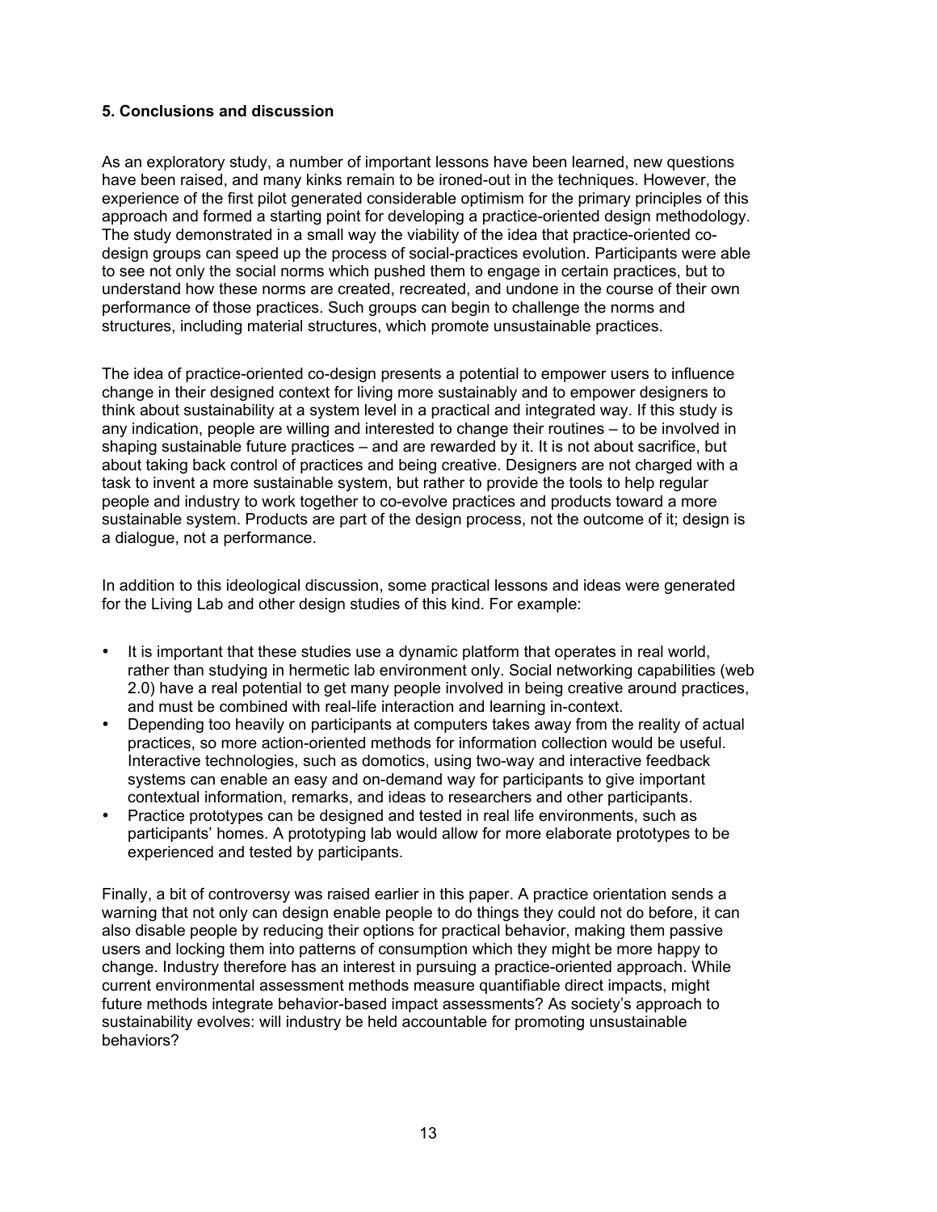### 5. Conclusions and discussion

As an exploratory study, a number of important lessons have been learned, new questions have been raised, and many kinks remain to be ironed-out in the techniques. However, the experience of the first pilot generated considerable optimism for the primary principles of this approach and formed a starting point for developing a practice-oriented design methodology. The study demonstrated in a small way the viability of the idea that practice-oriented co-design groups can speed up the process of social-practices evolution. Participants were able to see not only the social norms which pushed them to engage in certain practices, but to understand how these norms are created, recreated, and undone in the course of their own performance of those practices. Such groups can begin to challenge the norms and structures, including material structures, which promote unsustainable practices.

The idea of practice-oriented co-design presents a potential to empower users to influence change in their designed context for living more sustainably and to empower designers to think about sustainability at a system level in a practical and integrated way. If this study is any indication, people are willing and interested to change their routines – to be involved in shaping sustainable future practices – and are rewarded by it. It is not about sacrifice, but about taking back control of practices and being creative. Designers are not charged with a task to invent a more sustainable system, but rather to provide the tools to help regular people and industry to work together to co-evolve practices and products toward a more sustainable system. Products are part of the design process, not the outcome of it; design is a dialogue, not a performance.

In addition to this ideological discussion, some practical lessons and ideas were generated for the Living Lab and other design studies of this kind. For example:

- It is important that these studies use a dynamic platform that operates in real world, rather than studying in hermetic lab environment only. Social networking capabilities (web 2.0) have a real potential to get many people involved in being creative around practices, and must be combined with real-life interaction and learning in-context.
- Depending too heavily on participants at computers takes away from the reality of actual practices, so more action-oriented methods for information collection would be useful. Interactive technologies, such as domotics, using two-way and interactive feedback systems can enable an easy and on-demand way for participants to give important contextual information, remarks, and ideas to researchers and other participants.
- Practice prototypes can be designed and tested in real life environments, such as participants' homes. A prototyping lab would allow for more elaborate prototypes to be experienced and tested by participants.

Finally, a bit of controversy was raised earlier in this paper. A practice orientation sends a warning that not only can design enable people to do things they could not do before, it can also disable people by reducing their options for practical behavior, making them passive users and locking them into patterns of consumption which they might be more happy to change. Industry therefore has an interest in pursuing a practice-oriented approach. While current environmental assessment methods measure quantifiable direct impacts, might future methods integrate behavior-based impact assessments? As society's approach to sustainability evolves: will industry be held accountable for promoting unsustainable behaviors?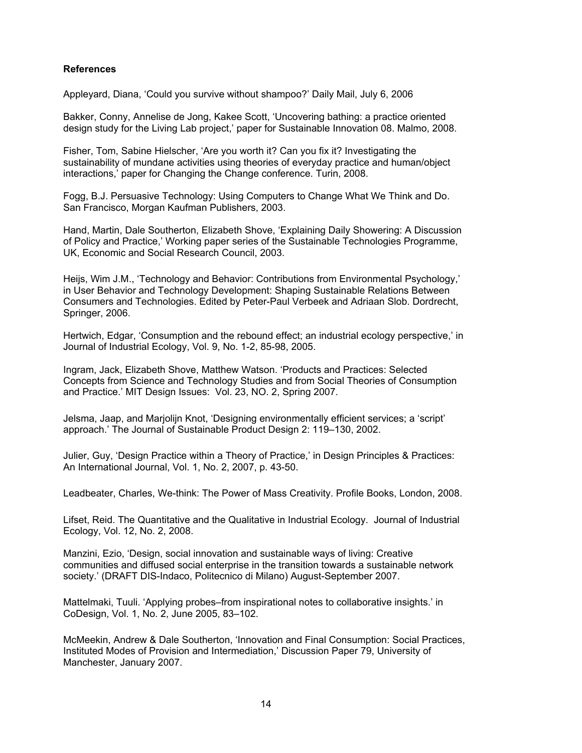**References**

Appleyard, Diana, 'Could you survive without shampoo?' Daily Mail, July 6, 2006

Bakker, Conny, Annelise de Jong, Kakee Scott, 'Uncovering bathing: a practice oriented design study for the Living Lab project,' paper for Sustainable Innovation 08. Malmo, 2008.

Fisher, Tom, Sabine Hielscher, 'Are you worth it? Can you fix it? Investigating the sustainability of mundane activities using theories of everyday practice and human/object interactions,' paper for Changing the Change conference. Turin, 2008.

Fogg, B.J. Persuasive Technology: Using Computers to Change What We Think and Do. San Francisco, Morgan Kaufman Publishers, 2003.

Hand, Martin, Dale Southerton, Elizabeth Shove, 'Explaining Daily Showering: A Discussion of Policy and Practice,' Working paper series of the Sustainable Technologies Programme, UK, Economic and Social Research Council, 2003.

Heijs, Wim J.M., 'Technology and Behavior: Contributions from Environmental Psychology,' in User Behavior and Technology Development: Shaping Sustainable Relations Between Consumers and Technologies. Edited by Peter-Paul Verbeek and Adriaan Slob. Dordrecht, Springer, 2006.

Hertwich, Edgar, 'Consumption and the rebound effect; an industrial ecology perspective,' in Journal of Industrial Ecology, Vol. 9, No. 1-2, 85-98, 2005.

Ingram, Jack, Elizabeth Shove, Matthew Watson. 'Products and Practices: Selected Concepts from Science and Technology Studies and from Social Theories of Consumption and Practice.' MIT Design Issues: Vol. 23, NO. 2, Spring 2007.

Jelsma, Jaap, and Marjolijn Knot, 'Designing environmentally efficient services; a 'script' approach.' The Journal of Sustainable Product Design 2: 119–130, 2002.

Julier, Guy, 'Design Practice within a Theory of Practice,' in Design Principles & Practices: An International Journal, Vol. 1, No. 2, 2007, p. 43-50.

Leadbeater, Charles, We-think: The Power of Mass Creativity. Profile Books, London, 2008.

Lifset, Reid. The Quantitative and the Qualitative in Industrial Ecology. Journal of Industrial Ecology, Vol. 12, No. 2, 2008.

Manzini, Ezio, 'Design, social innovation and sustainable ways of living: Creative communities and diffused social enterprise in the transition towards a sustainable network society.' (DRAFT DIS-Indaco, Politecnico di Milano) August-September 2007.

Mattelmaki, Tuuli. 'Applying probes–from inspirational notes to collaborative insights.' in CoDesign, Vol. 1, No. 2, June 2005, 83–102.

McMeekin, Andrew & Dale Southerton, 'Innovation and Final Consumption: Social Practices, Instituted Modes of Provision and Intermediation,' Discussion Paper 79, University of Manchester, January 2007.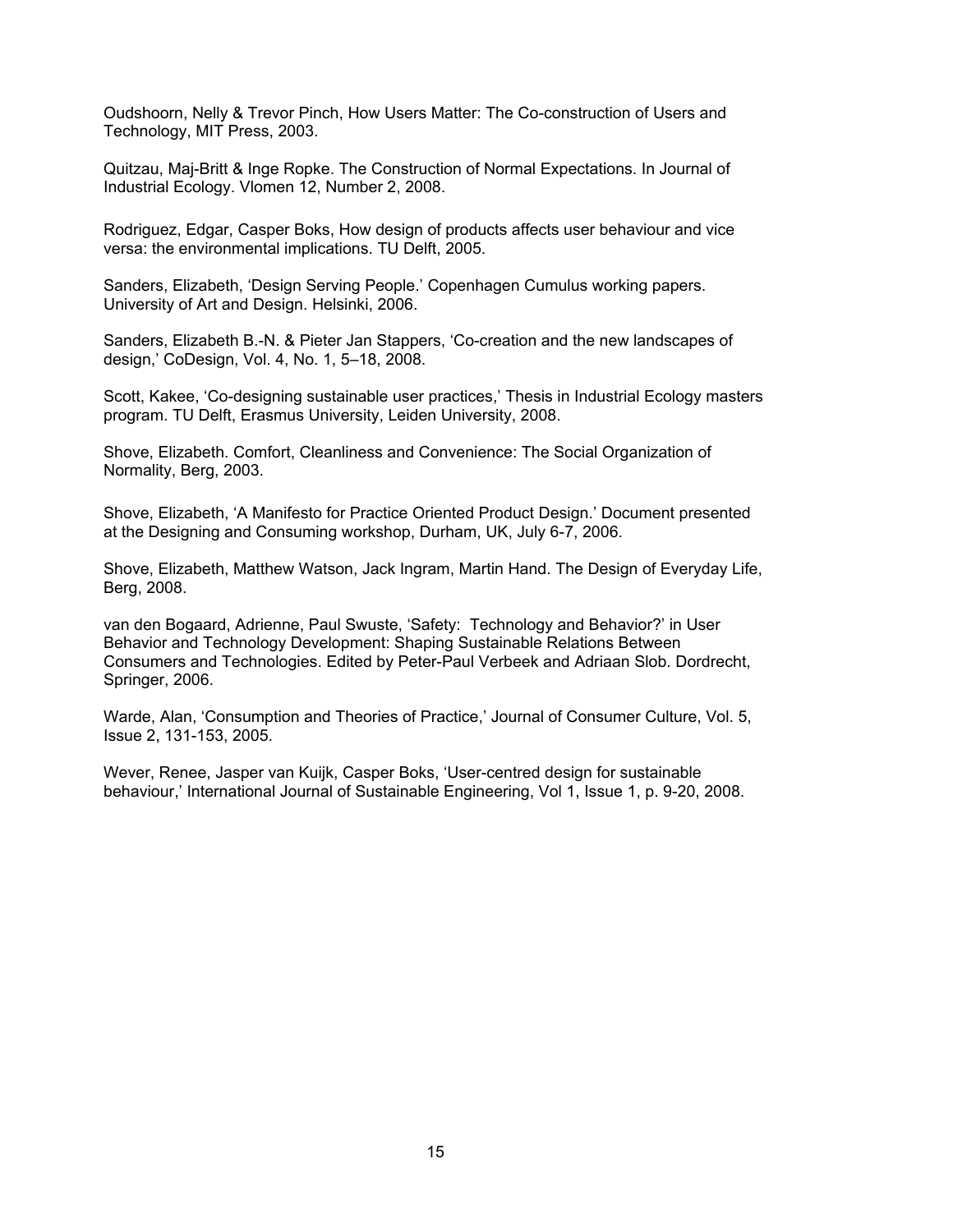Oudshoorn, Nelly & Trevor Pinch, How Users Matter: The Co-construction of Users and Technology, MIT Press, 2003.

Quitzau, Maj-Britt & Inge Ropke. The Construction of Normal Expectations. In Journal of Industrial Ecology. Vlomen 12, Number 2, 2008.

Rodriguez, Edgar, Casper Boks, How design of products affects user behaviour and vice versa: the environmental implications. TU Delft, 2005.

Sanders, Elizabeth, 'Design Serving People.' Copenhagen Cumulus working papers. University of Art and Design. Helsinki, 2006.

Sanders, Elizabeth B.-N. & Pieter Jan Stappers, 'Co-creation and the new landscapes of design,' CoDesign, Vol. 4, No. 1, 5–18, 2008.

Scott, Kakee, 'Co-designing sustainable user practices,' Thesis in Industrial Ecology masters program. TU Delft, Erasmus University, Leiden University, 2008.

Shove, Elizabeth. Comfort, Cleanliness and Convenience: The Social Organization of Normality, Berg, 2003.

Shove, Elizabeth, 'A Manifesto for Practice Oriented Product Design.' Document presented at the Designing and Consuming workshop, Durham, UK, July 6-7, 2006.

Shove, Elizabeth, Matthew Watson, Jack Ingram, Martin Hand. The Design of Everyday Life, Berg, 2008.

van den Bogaard, Adrienne, Paul Swuste, 'Safety: Technology and Behavior?' in User Behavior and Technology Development: Shaping Sustainable Relations Between Consumers and Technologies. Edited by Peter-Paul Verbeek and Adriaan Slob. Dordrecht, Springer, 2006.

Warde, Alan, 'Consumption and Theories of Practice,' Journal of Consumer Culture, Vol. 5, Issue 2, 131-153, 2005.

Wever, Renee, Jasper van Kuijk, Casper Boks, 'User-centred design for sustainable behaviour,' International Journal of Sustainable Engineering, Vol 1, Issue 1, p. 9-20, 2008.